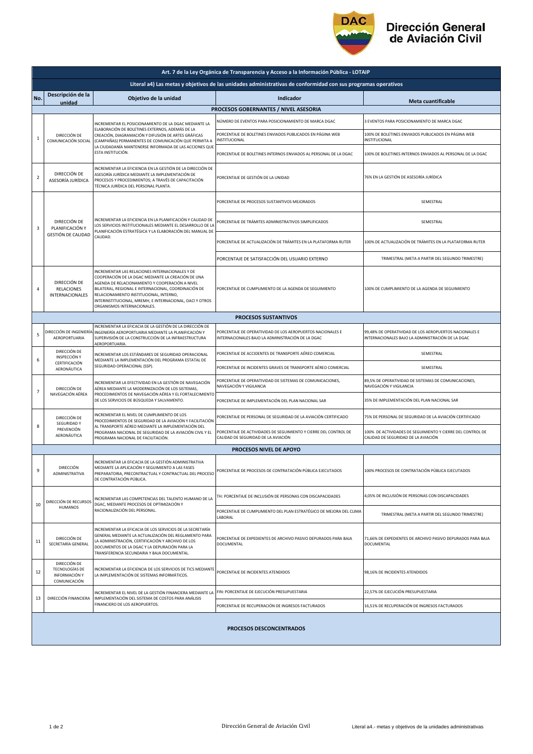# Dirección General de Aviación Civil

| Art. 7 de la Ley Orgánica de Transparencia y Acceso a la Información Pública - LOTAIP | | | | |
|---|---|---|---|---|
| **Literal a4) Las metas y objetivos de las unidades administrativas de conformidad con sus programas operativos** | | | | |
| **No.** | **Descripción de la unidad** | **Objetivo de la unidad** | **Indicador** | **Meta cuantificable** |
| **PROCESOS GOBERNANTES / NIVEL ASESORIA** | | | | |
| 1 | DIRECCIÓN DE COMUNICACIÓN SOCIAL | INCREMENTAR EL POSICIONAMIENTO DE LA DGAC MEDIANTE LA ELABORACIÓN DE BOLETINES EXTERNOS, ADEMÁS DE LA CREACIÓN, DIAGRAMACIÓN Y DIFUSIÓN DE ARTES GRÁFICAS (CAMPAÑAS) PERMANENTES DE COMUNICACIÓN QUE PERMITA A LA CIUDADANÍA MANTENERSE INFORMADA DE LAS ACCIONES QUE ESTA INSTITUCIÓN. | NÚMERO DE EVENTOS PARA POSICIONAMIENTO DE MARCA DGAC | 3 EVENTOS PARA POSICIONAMIENTO DE MARCA DGAC |
| | | | PORCENTAJE DE BOLETINES ENVIADOS PUBLICADOS EN PÁGINA WEB INSTITUCIONAL | 100% DE BOLETINES ENVIADOS PUBLICADOS EN PÁGINA WEB INSTITUCIONAL |
| | | | PORCENTAJE DE BOLETINES INTERNOS ENVIADOS AL PERSONAL DE LA DGAC | 100% DE BOLETINES INTERNOS ENVIADOS AL PERSONAL DE LA DGAC |
| 2 | DIRECCIÓN DE ASESORÍA JURÍDICA | INCREMENTAR LA EFICIENCIA EN LA GESTIÓN DE LA DIRECCIÓN DE ASESORÍA JURÍDICA MEDIANTE LA IMPLEMENTACIÓN DE PROCESOS Y PROCEDIMIENTOS; A TRAVÉS DE CAPACITACIÓN TÉCNICA JURÍDICA DEL PERSONAL PLANTA. | PORCENTAJE DE GESTIÓN DE LA UNIDAD | 76% EN LA GESTIÓN DE ASESORÍA JURÍDICA |
| 3 | DIRECCIÓN DE PLANIFICACIÓN Y GESTIÓN DE CALIDAD | INCREMENTAR LA EFICIENCIA EN LA PLANIFICACIÓN Y CALIDAD DE LOS SERVICIOS INSTITUCIONALES MEDIANTE EL DESARROLLO DE LA PLANIFICACIÓN ESTRATÉGICA Y LA ELABORACIÓN DEL MANUAL DE CALIDAD. | PORCENTAJE DE PROCESOS SUSTANTIVOS MEJORADOS | SEMESTRAL |
| | | | PORCENTAJE DE TRÁMITES ADMINISTRATIVOS SIMPLIFICADOS | SEMESTRAL |
| | | | PORCENTAJE DE ACTUALIZACIÓN DE TRÁMITES EN LA PLATAFORMA RUTER | 100% DE ACTUALIZACIÓN DE TRÁMITES EN LA PLATAFORMA RUTER |
| | | | PORCENTAJE DE SATISFACCIÓN DEL USUARIO EXTERNO | TRIMESTRAL (META A PARTIR DEL SEGUNDO TRIMESTRE) |
| 4 | DIRECCIÓN DE RELACIONES INTERNACIONALES | INCREMENTAR LAS RELACIONES INTERNACIONALES Y DE COOPERACIÓN DE LA DGAC MEDIANTE LA CREACIÓN DE UNA AGENDA DE RELACIONAMIENTO Y COOPERACIÓN A NIVEL BILATERAL, REGIONAL E INTERNACIONAL, COORDINACIÓN DE RELACIONAMIENTO INSTITUCIONAL, INTERNO, INTERINSTITUCIONAL, MREMH, E INTERNACIONAL, OACI Y OTROS ORGANISMOS INTERNACIONALES. | PORCENTAJE DE CUMPLIMIENTO DE LA AGENDA DE SEGUIMIENTO | 100% DE CUMPLIMIENTO DE LA AGENDA DE SEGUIMIENTO |
| **PROCESOS SUSTANTIVOS** | | | | |
| 5 | DIRECCIÓN DE INGENIERÍA AEROPORTUARIA | INCREMENTAR LA EFICACIA DE LA GESTIÓN DE LA DIRECCIÓN DE INGENIERÍA AEROPORTUARIA MEDIANTE LA PLANIFICACIÓN Y SUPERVISIÓN DE LA CONSTRUCCIÓN DE LA INFRAESTRUCTURA AEROPORTUARIA. | PORCENTAJE DE OPERATIVIDAD DE LOS AEROPUERTOS NACIONALES E INTERNACIONALES BAJO LA ADMINISTRACIÓN DE LA DGAC | 99,48% DE OPERATIVIDAD DE LOS AEROPUERTOS NACIONALES E INTERNACIONALES BAJO LA ADMINISTRACIÓN DE LA DGAC |
| 6 | DIRECCIÓN DE INSPECCIÓN Y CERTIFICACIÓN AERONÁUTICA | INCREMENTAR LOS ESTÁNDARES DE SEGURIDAD OPERACIONAL MEDIANTE LA IMPLEMENTACIÓN DEL PROGRAMA ESTATAL DE SEGURIDAD OPERACIONAL (SSP). | PORCENTAJE DE ACCIDENTES DE TRANSPORTE AÉREO COMERCIAL | SEMESTRAL |
| | | | PORCENTAJE DE INCIDENTES GRAVES DE TRANSPORTE AÉREO COMERCIAL | SEMESTRAL |
| 7 | DIRECCIÓN DE NAVEGACIÓN AÉREA | INCREMENTAR LA EFECTIVIDAD EN LA GESTIÓN DE NAVEGACIÓN AÉREA MEDIANTE LA MODERNIZACIÓN DE LOS SISTEMAS, PROCEDIMIENTOS DE NAVEGACIÓN AÉREA Y EL FORTALECIMIENTO DE LOS SERVICIOS DE BÚSQUEDA Y SALVAMENTO. | PORCENTAJE DE OPERATIVIDAD DE SISTEMAS DE COMUNICACIONES, NAVEGACIÓN Y VIGILANCIA | 89,5% DE OPERATIVIDAD DE SISTEMAS DE COMUNICACIONES, NAVEGACIÓN Y VIGILANCIA |
| | | | PORCENTAJE DE IMPLEMENTACIÓN DEL PLAN NACIONAL SAR | 35% DE IMPLEMENTACIÓN DEL PLAN NACIONAL SAR |
| 8 | DIRECCIÓN DE SEGURIDAD Y PREVENCIÓN AERONÁUTICA | INCREMENTAR EL NIVEL DE CUMPLIMIENTO DE LOS PROCEDIMIENTOS DE SEGURIDAD DE LA AVIACIÓN Y FACILITACIÓN AL TRANSPORTE AÉREO MEDIANTE LA IMPLEMENTACIÓN DEL PROGRAMA NACIONAL DE SEGURIDAD DE LA AVIACIÓN CIVIL Y EL PROGRAMA NACIONAL DE FACILITACIÓN. | PORCENTAJE DE PERSONAL DE SEGURIDAD DE LA AVIACIÓN CERTIFICADO | 75% DE PERSONAL DE SEGURIDAD DE LA AVIACIÓN CERTIFICADO |
| | | | PORCENTAJE DE ACTIVIDADES DE SEGUIMIENTO Y CIERRE DEL CONTROL DE CALIDAD DE SEGURIDAD DE LA AVIACIÓN | 100% DE ACTIVIDADES DE SEGUIMIENTO Y CIERRE DEL CONTROL DE CALIDAD DE SEGURIDAD DE LA AVIACIÓN |
| **PROCESOS NIVEL DE APOYO** | | | | |
| 9 | DIRECCIÓN ADMINISTRATIVA | INCREMENTAR LA EFICACIA DE LA GESTIÓN ADMINISTRATIVA MEDIANTE LA APLICACIÓN Y SEGUIMIENTO A LAS FASES PREPARATORIA, PRECONTRACTUAL Y CONTRACTUAL DEL PROCESO DE CONTRATACIÓN PÚBLICA. | PORCENTAJE DE PROCESOS DE CONTRATACIÓN PÚBLICA EJECUTADOS | 100% PROCESOS DE CONTRATACIÓN PÚBLICA EJECUTADOS |
| 10 | DIRECCIÓN DE RECURSOS HUMANOS | INCREMENTAR LAS COMPETENCIAS DEL TALENTO HUMANO DE LA DGAC, MEDIANTE PROCESOS DE OPTIMIZACIÓN Y RACIONALIZACIÓN DEL PERSONAL. | TH: PORCENTAJE DE INCLUSIÓN DE PERSONAS CON DISCAPACIDADES | 4,05% DE INCLUSIÓN DE PERSONAS CON DISCAPACIDADES |
| | | | PORCENTAJE DE CUMPLIMIENTO DEL PLAN ESTRATÉGICO DE MEJORA DEL CLIMA LABORAL | TRIMESTRAL (META A PARTIR DEL SEGUNDO TRIMESTRE) |
| 11 | DIRECCIÓN DE SECRETARÍA GENERAL | INCREMENTAR LA EFICACIA DE LOS SERVICIOS DE LA SECRETARÍA GENERAL MEDIANTE LA ACTUALIZACIÓN DEL REGLAMENTO PARA LA ADMINISTRACIÓN, CERTIFICACIÓN Y ARCHIVO DE LOS DOCUMENTOS DE LA DGAC Y LA DEPURACIÓN PARA LA TRANSFERENCIA SECUNDARIA Y BAJA DOCUMENTAL. | PORCENTAJE DE EXPEDIENTES DE ARCHIVO PASIVO DEPURADOS PARA BAJA DOCUMENTAL | 71,66% DE EXPEDIENTES DE ARCHIVO PASIVO DEPURADOS PARA BAJA DOCUMENTAL |
| 12 | DIRECCIÓN DE TECNOLOGÍAS DE INFORMACIÓN Y COMUNICACIÓN | INCREMENTAR LA EFICIENCIA DE LOS SERVICIOS DE TICS MEDIANTE LA IMPLEMENTACIÓN DE SISTEMAS INFORMÁTICOS. | PORCENTAJE DE INCIDENTES ATENDIDOS | 98,16% DE INCIDENTES ATENDIDOS |
| 13 | DIRECCIÓN FINANCIERA | INCREMENTAR EL NIVEL DE LA GESTIÓN FINANCIERA MEDIANTE LA IMPLEMENTACIÓN DEL SISTEMA DE COSTOS PARA ANÁLISIS FINANCIERO DE LOS AEROPUERTOS. | FIN: PORCENTAJE DE EJECUCIÓN PRESUPUESTARIA | 22,57% DE EJECUCIÓN PRESUPUESTARIA |
| | | | PORCENTAJE DE RECUPERACIÓN DE INGRESOS FACTURADOS | 16,51% DE RECUPERACIÓN DE INGRESOS FACTURADOS |
| **PROCESOS DESCONCENTRADOS** | | | | |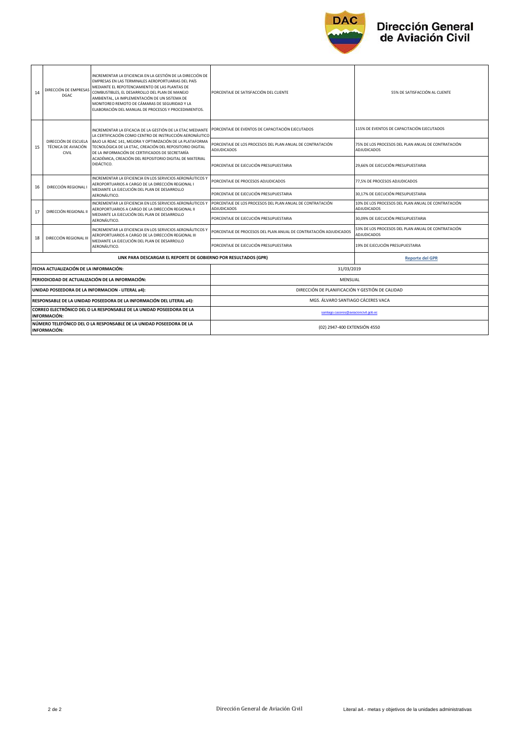| | | | | |
|---|---|---|---|---|
| 14 | DIRECCIÓN DE EMPRESAS DGAC | INCREMENTAR LA EFICIENCIA EN LA GESTIÓN DE LA DIRECCIÓN DE EMPRESAS EN LAS TERMINALES AEROPORTUARIAS DEL PAÍS MEDIANTE EL REPOTENCIAMIENTO DE LAS PLANTAS DE COMBUSTIBLES, EL DESARROLLO DEL PLAN DE MANEJO AMBIENTAL, LA IMPLEMENTACIÓN DE UN SISTEMA DE MONITOREO REMOTO DE CÁMARAS DE SEGURIDAD Y LA ELABORACIÓN DEL MANUAL DE PROCESOS Y PROCEDIMIENTOS. | PORCENTAJE DE SATISFACCIÓN DEL CLIENTE | 55% DE SATISFACCIÓN AL CLIENTE |
| 15 | DIRECCIÓN DE ESCUELA TÉCNICA DE AVIACIÓN CIVIL | INCREMENTAR LA EFICACIA DE LA GESTIÓN DE LA ETAC MEDIANTE LA CERTIFICACIÓN COMO CENTRO DE INSTRUCCIÓN AERONÁUTICO BAJO LA RDAC 141, MEJORA Y OPTIMIZACIÓN DE LA PLATAFORMA TECNOLÓGICA DE LA ETAC, CREACIÓN DEL REPOSITORIO DIGITAL DE LA INFORMACIÓN DE CERTIFICADOS DE SECRETARÍA ACADÉMICA, CREACIÓN DEL REPOSITORIO DIGITAL DE MATERIAL DIDÁCTICO. | PORCENTAJE DE EVENTOS DE CAPACITACIÓN EJECUTADOS | 115% DE EVENTOS DE CAPACITACIÓN EJECUTADOS |
| | | | PORCENTAJE DE LOS PROCESOS DEL PLAN ANUAL DE CONTRATACIÓN ADJUDICADOS | 75% DE LOS PROCESOS DEL PLAN ANUAL DE CONTRATACIÓN ADJUDICADOS |
| | | | PORCENTAJE DE EJECUCIÓN PRESUPUESTARIA | 29,66% DE EJECUCIÓN PRESUPUESTARIA |
| 16 | DIRECCIÓN REGIONAL I | INCREMENTAR LA EFICIENCIA EN LOS SERVICIOS AERONÁUTICOS Y AEROPORTUARIOS A CARGO DE LA DIRECCIÓN REGIONAL I MEDIANTE LA EJECUCIÓN DEL PLAN DE DESARROLLO AERONÁUTICO. | PORCENTAJE DE PROCESOS ADJUDICADOS | 77,5% DE PROCESOS ADJUDICADOS |
| | | | PORCENTAJE DE EJECUCIÓN PRESUPUESTARIA | 30,17% DE EJECUCIÓN PRESUPUESTARIA |
| 17 | DIRECCIÓN REGIONAL II | INCREMENTAR LA EFICIENCIA EN LOS SERVICIOS AERONÁUTICOS Y AEROPORTUARIOS A CARGO DE LA DIRECCIÓN REGIONAL II MEDIANTE LA EJECUCIÓN DEL PLAN DE DESARROLLO AERONÁUTICO. | PORCENTAJE DE LOS PROCESOS DEL PLAN ANUAL DE CONTRATACIÓN ADJUDICADOS | 10% DE LOS PROCESOS DEL PLAN ANUAL DE CONTRATACIÓN ADJUDICADOS |
| | | | PORCENTAJE DE EJECUCIÓN PRESUPUESTARIA | 30,09% DE EJECUCIÓN PRESUPUESTARIA |
| 18 | DIRECCIÓN REGIONAL III | INCREMENTAR LA EFICIENCIA EN LOS SERVICIOS AERONÁUTICOS Y AEROPORTUARIOS A CARGO DE LA DIRECCIÓN REGIONAL III MEDIANTE LA EJECUCIÓN DEL PLAN DE DESARROLLO AERONÁUTICO. | PORCENTAJE DE PROCESOS DEL PLAN ANUAL DE CONTRATACIÓN ADJUDICADOS | 53% DE LOS PROCESOS DEL PLAN ANUAL DE CONTRATACIÓN ADJUDICADOS |
| | | | PORCENTAJE DE EJECUCIÓN PRESUPUESTARIA | 19% DE EJECUCIÓN PRESUPUESTARIA |
| **LINK PARA DESCARGAR EL REPORTE DE GOBIERNO POR RESULTADOS (GPR)** | | | | **Reporte del GPR** |
| **FECHA ACTUALIZACIÓN DE LA INFORMACIÓN:** | | | 31/03/2019 | |
| **PERIODICIDAD DE ACTUALIZACIÓN DE LA INFORMACIÓN:** | | | MENSUAL | |
| **UNIDAD POSEEDORA DE LA INFORMACION - LITERAL a4):** | | | DIRECCIÓN DE PLANIFICACIÓN Y GESTIÓN DE CALIDAD | |
| **RESPONSABLE DE LA UNIDAD POSEEDORA DE LA INFORMACIÓN DEL LITERAL a4):** | | | MGS. ÁLVARO SANTIAGO CÁCERES VACA | |
| **CORREO ELECTRÓNICO DEL O LA RESPONSABLE DE LA UNIDAD POSEEDORA DE LA INFORMACIÓN:** | | | santiago.caceres@aviacioncivil.gob.ec | |
| **NÚMERO TELEFÓNICO DEL O LA RESPONSABLE DE LA UNIDAD POSEEDORA DE LA INFORMACIÓN:** | | | (02) 2947-400 EXTENSIÓN 4550 | |